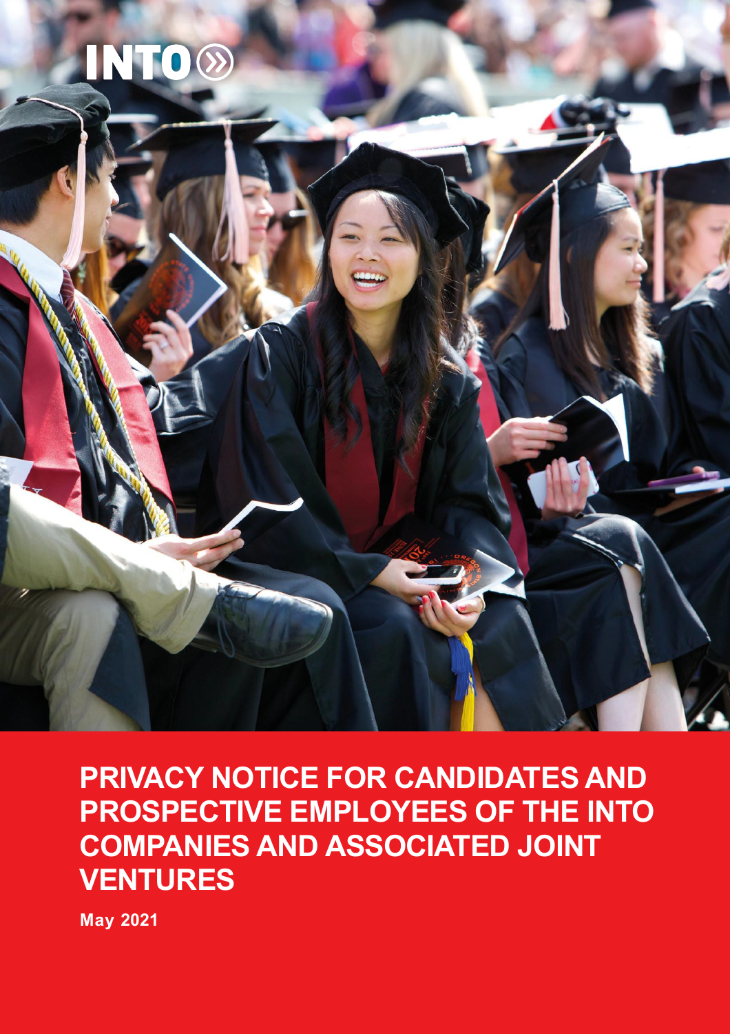INTO

# PRIVACY NOTICE FOR CANDIDATES AND PROSPECTIVE EMPLOYEES OF THE INTO COMPANIES AND ASSOCIATED JOINT VENTURES

**May 2021**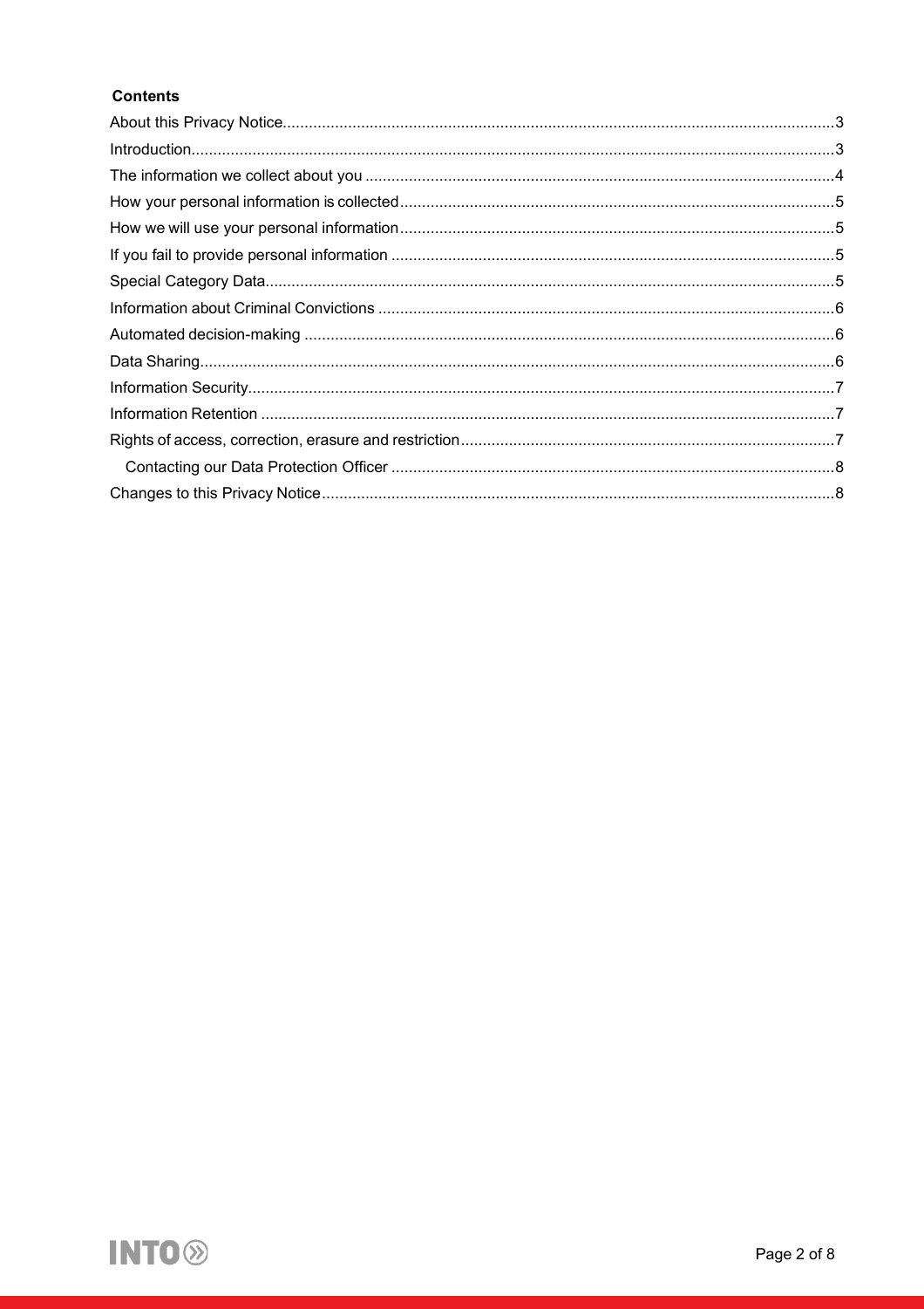**Contents**

About this Privacy Notice....3
Introduction....3
The information we collect about you....4
How your personal information is collected....5
How we will use your personal information....5
If you fail to provide personal information....5
Special Category Data....5
Information about Criminal Convictions....6
Automated decision-making....6
Data Sharing....6
Information Security....7
Information Retention....7
Rights of access, correction, erasure and restriction....7
  Contacting our Data Protection Officer....8
Changes to this Privacy Notice....8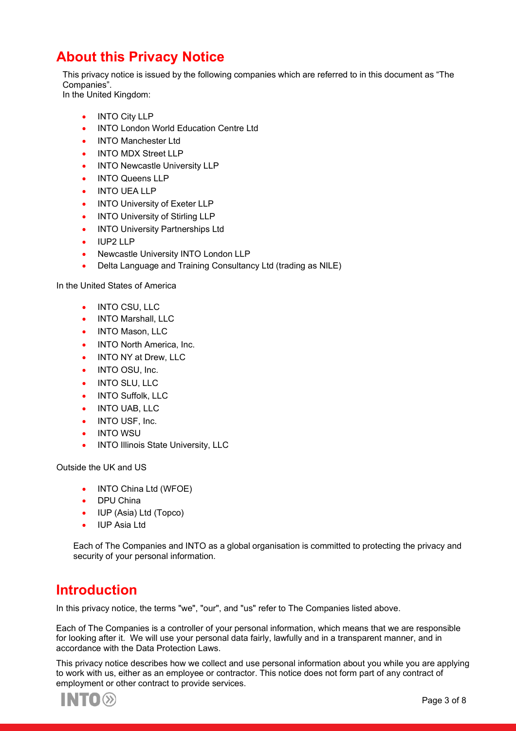## About this Privacy Notice

This privacy notice is issued by the following companies which are referred to in this document as "The Companies".
In the United Kingdom:

- INTO City LLP
- INTO London World Education Centre Ltd
- INTO Manchester Ltd
- INTO MDX Street LLP
- INTO Newcastle University LLP
- INTO Queens LLP
- INTO UEA LLP
- INTO University of Exeter LLP
- INTO University of Stirling LLP
- INTO University Partnerships Ltd
- IUP2 LLP
- Newcastle University INTO London LLP
- Delta Language and Training Consultancy Ltd (trading as NILE)

In the United States of America

- INTO CSU, LLC
- INTO Marshall, LLC
- INTO Mason, LLC
- INTO North America, Inc.
- INTO NY at Drew, LLC
- INTO OSU, Inc.
- INTO SLU, LLC
- INTO Suffolk, LLC
- INTO UAB, LLC
- INTO USF, Inc.
- INTO WSU
- INTO Illinois State University, LLC

Outside the UK and US

- INTO China Ltd (WFOE)
- DPU China
- IUP (Asia) Ltd (Topco)
- IUP Asia Ltd

Each of The Companies and INTO as a global organisation is committed to protecting the privacy and security of your personal information.

## Introduction

In this privacy notice, the terms "we", "our", and "us" refer to The Companies listed above.

Each of The Companies is a controller of your personal information, which means that we are responsible for looking after it. We will use your personal data fairly, lawfully and in a transparent manner, and in accordance with the Data Protection Laws.

This privacy notice describes how we collect and use personal information about you while you are applying to work with us, either as an employee or contractor. This notice does not form part of any contract of employment or other contract to provide services.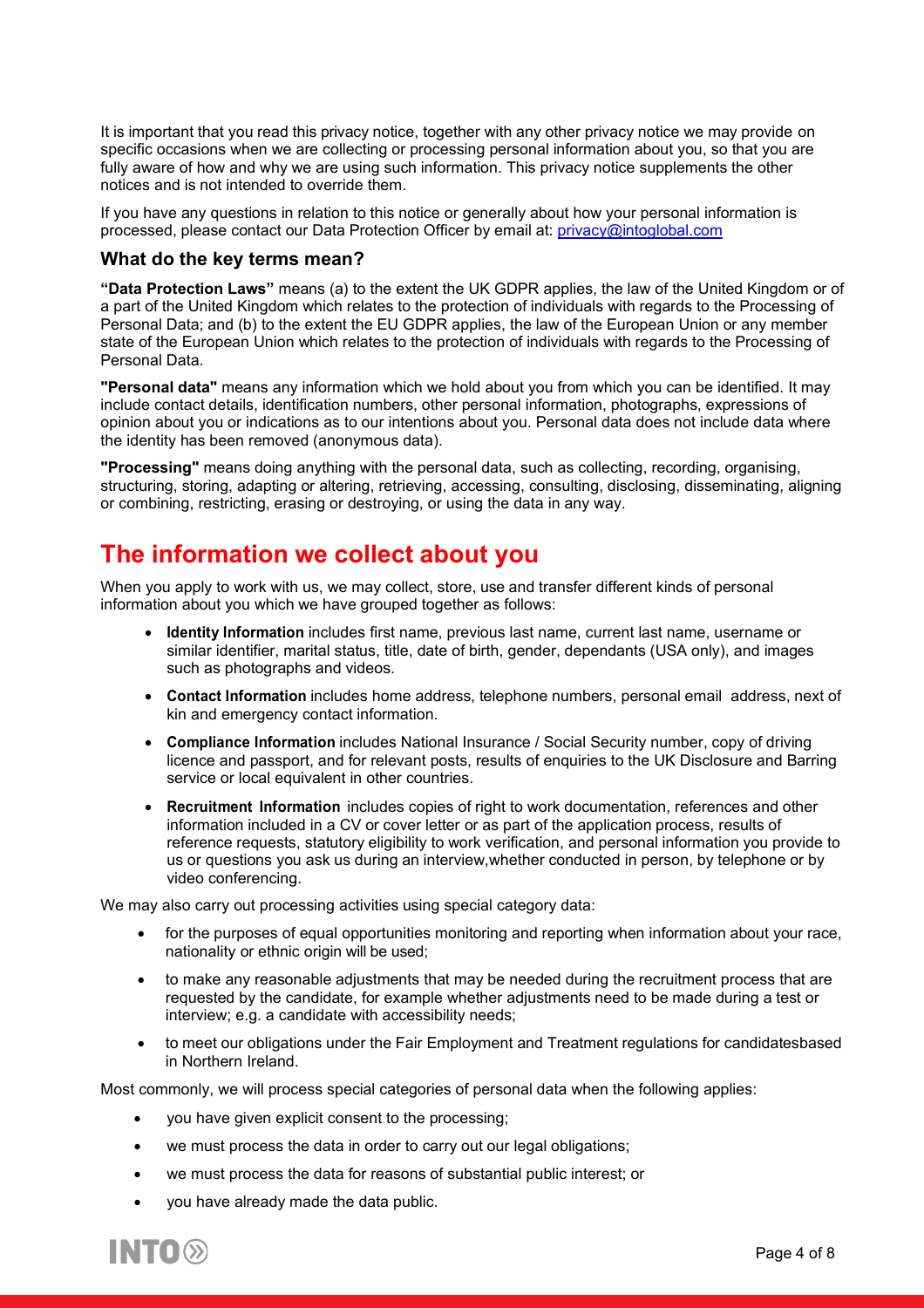It is important that you read this privacy notice, together with any other privacy notice we may provide on specific occasions when we are collecting or processing personal information about you, so that you are fully aware of how and why we are using such information. This privacy notice supplements the other notices and is not intended to override them.

If you have any questions in relation to this notice or generally about how your personal information is processed, please contact our Data Protection Officer by email at: privacy@intoglobal.com

### What do the key terms mean?

**"Data Protection Laws"** means (a) to the extent the UK GDPR applies, the law of the United Kingdom or of a part of the United Kingdom which relates to the protection of individuals with regards to the Processing of Personal Data; and (b) to the extent the EU GDPR applies, the law of the European Union or any member state of the European Union which relates to the protection of individuals with regards to the Processing of Personal Data.

**"Personal data"** means any information which we hold about you from which you can be identified. It may include contact details, identification numbers, other personal information, photographs, expressions of opinion about you or indications as to our intentions about you. Personal data does not include data where the identity has been removed (anonymous data).

**"Processing"** means doing anything with the personal data, such as collecting, recording, organising, structuring, storing, adapting or altering, retrieving, accessing, consulting, disclosing, disseminating, aligning or combining, restricting, erasing or destroying, or using the data in any way.

## The information we collect about you

When you apply to work with us, we may collect, store, use and transfer different kinds of personal information about you which we have grouped together as follows:

- **Identity Information** includes first name, previous last name, current last name, username or similar identifier, marital status, title, date of birth, gender, dependants (USA only), and images such as photographs and videos.
- **Contact Information** includes home address, telephone numbers, personal email address, next of kin and emergency contact information.
- **Compliance Information** includes National Insurance / Social Security number, copy of driving licence and passport, and for relevant posts, results of enquiries to the UK Disclosure and Barring service or local equivalent in other countries.
- **Recruitment Information** includes copies of right to work documentation, references and other information included in a CV or cover letter or as part of the application process, results of reference requests, statutory eligibility to work verification, and personal information you provide to us or questions you ask us during an interview,whether conducted in person, by telephone or by video conferencing.

We may also carry out processing activities using special category data:

- for the purposes of equal opportunities monitoring and reporting when information about your race, nationality or ethnic origin will be used;
- to make any reasonable adjustments that may be needed during the recruitment process that are requested by the candidate, for example whether adjustments need to be made during a test or interview; e.g. a candidate with accessibility needs;
- to meet our obligations under the Fair Employment and Treatment regulations for candidatesbased in Northern Ireland.

Most commonly, we will process special categories of personal data when the following applies:

- you have given explicit consent to the processing;
- we must process the data in order to carry out our legal obligations;
- we must process the data for reasons of substantial public interest; or
- you have already made the data public.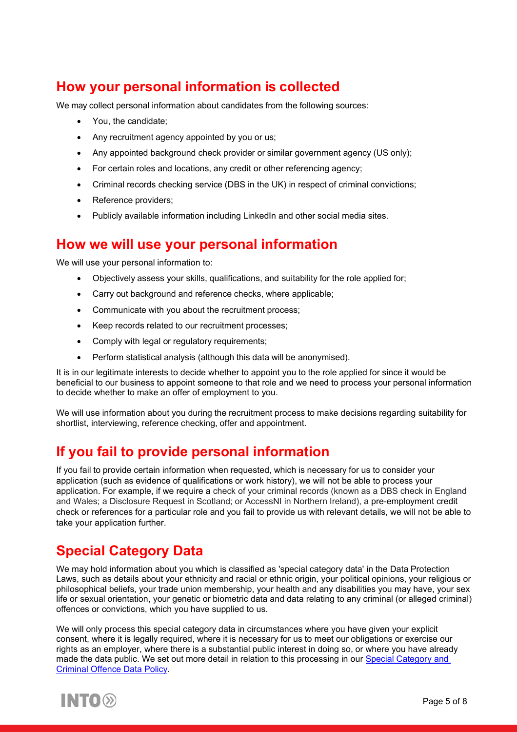## How your personal information is collected

We may collect personal information about candidates from the following sources:

- You, the candidate;
- Any recruitment agency appointed by you or us;
- Any appointed background check provider or similar government agency (US only);
- For certain roles and locations, any credit or other referencing agency;
- Criminal records checking service (DBS in the UK) in respect of criminal convictions;
- Reference providers;
- Publicly available information including LinkedIn and other social media sites.

## How we will use your personal information

We will use your personal information to:

- Objectively assess your skills, qualifications, and suitability for the role applied for;
- Carry out background and reference checks, where applicable;
- Communicate with you about the recruitment process;
- Keep records related to our recruitment processes;
- Comply with legal or regulatory requirements;
- Perform statistical analysis (although this data will be anonymised).

It is in our legitimate interests to decide whether to appoint you to the role applied for since it would be beneficial to our business to appoint someone to that role and we need to process your personal information to decide whether to make an offer of employment to you.

We will use information about you during the recruitment process to make decisions regarding suitability for shortlist, interviewing, reference checking, offer and appointment.

## If you fail to provide personal information

If you fail to provide certain information when requested, which is necessary for us to consider your application (such as evidence of qualifications or work history), we will not be able to process your application. For example, if we require a check of your criminal records (known as a DBS check in England and Wales; a Disclosure Request in Scotland; or AccessNI in Northern Ireland), a pre-employment credit check or references for a particular role and you fail to provide us with relevant details, we will not be able to take your application further.

## Special Category Data

We may hold information about you which is classified as 'special category data' in the Data Protection Laws, such as details about your ethnicity and racial or ethnic origin, your political opinions, your religious or philosophical beliefs, your trade union membership, your health and any disabilities you may have, your sex life or sexual orientation, your genetic or biometric data and data relating to any criminal (or alleged criminal) offences or convictions, which you have supplied to us.

We will only process this special category data in circumstances where you have given your explicit consent, where it is legally required, where it is necessary for us to meet our obligations or exercise our rights as an employer, where there is a substantial public interest in doing so, or where you have already made the data public. We set out more detail in relation to this processing in our Special Category and Criminal Offence Data Policy.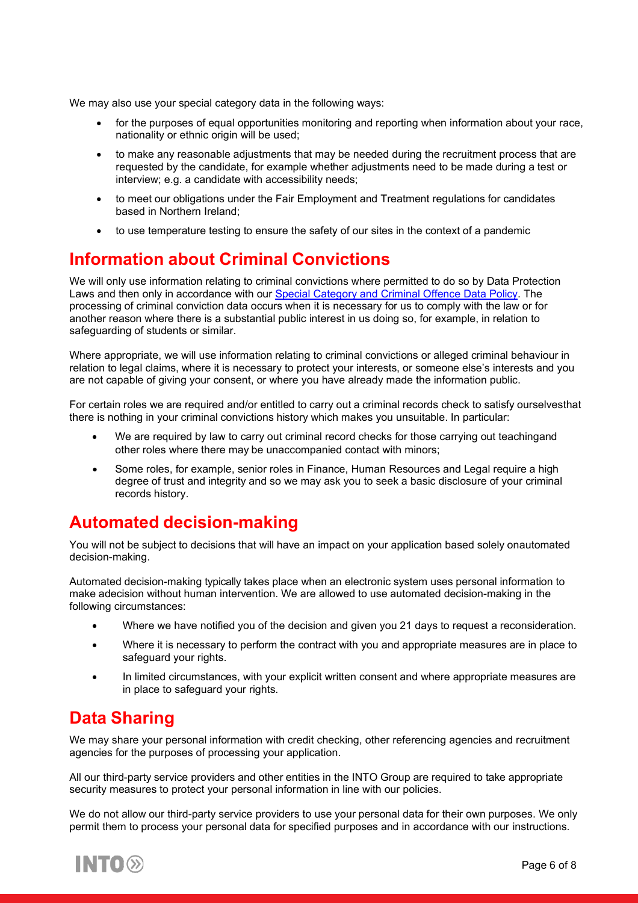We may also use your special category data in the following ways:

- for the purposes of equal opportunities monitoring and reporting when information about your race, nationality or ethnic origin will be used;
- to make any reasonable adjustments that may be needed during the recruitment process that are requested by the candidate, for example whether adjustments need to be made during a test or interview; e.g. a candidate with accessibility needs;
- to meet our obligations under the Fair Employment and Treatment regulations for candidates based in Northern Ireland;
- to use temperature testing to ensure the safety of our sites in the context of a pandemic

## Information about Criminal Convictions

We will only use information relating to criminal convictions where permitted to do so by Data Protection Laws and then only in accordance with our [Special Category and Criminal Offence Data Policy](). The processing of criminal conviction data occurs when it is necessary for us to comply with the law or for another reason where there is a substantial public interest in us doing so, for example, in relation to safeguarding of students or similar.

Where appropriate, we will use information relating to criminal convictions or alleged criminal behaviour in relation to legal claims, where it is necessary to protect your interests, or someone else's interests and you are not capable of giving your consent, or where you have already made the information public.

For certain roles we are required and/or entitled to carry out a criminal records check to satisfy ourselvesthat there is nothing in your criminal convictions history which makes you unsuitable. In particular:

- We are required by law to carry out criminal record checks for those carrying out teachingand other roles where there may be unaccompanied contact with minors;
- Some roles, for example, senior roles in Finance, Human Resources and Legal require a high degree of trust and integrity and so we may ask you to seek a basic disclosure of your criminal records history.

## Automated decision-making

You will not be subject to decisions that will have an impact on your application based solely onautomated decision-making.

Automated decision-making typically takes place when an electronic system uses personal information to make adecision without human intervention. We are allowed to use automated decision-making in the following circumstances:

- Where we have notified you of the decision and given you 21 days to request a reconsideration.
- Where it is necessary to perform the contract with you and appropriate measures are in place to safeguard your rights.
- In limited circumstances, with your explicit written consent and where appropriate measures are in place to safeguard your rights.

## Data Sharing

We may share your personal information with credit checking, other referencing agencies and recruitment agencies for the purposes of processing your application.

All our third-party service providers and other entities in the INTO Group are required to take appropriate security measures to protect your personal information in line with our policies.

We do not allow our third-party service providers to use your personal data for their own purposes. We only permit them to process your personal data for specified purposes and in accordance with our instructions.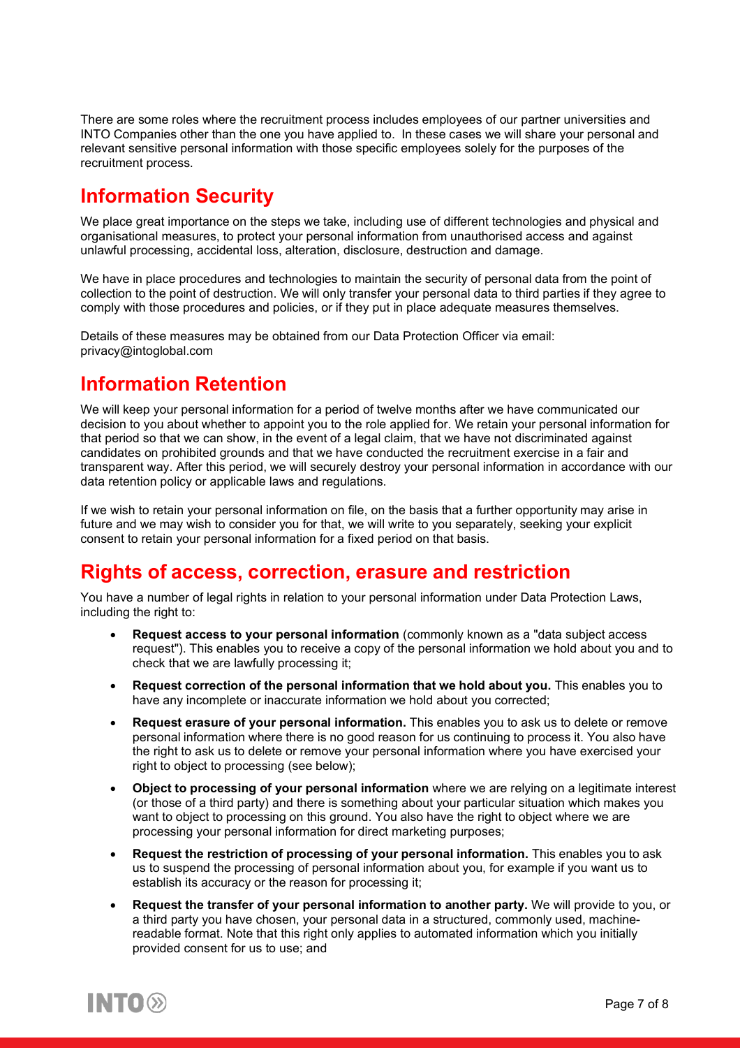There are some roles where the recruitment process includes employees of our partner universities and INTO Companies other than the one you have applied to. In these cases we will share your personal and relevant sensitive personal information with those specific employees solely for the purposes of the recruitment process.

## Information Security

We place great importance on the steps we take, including use of different technologies and physical and organisational measures, to protect your personal information from unauthorised access and against unlawful processing, accidental loss, alteration, disclosure, destruction and damage.

We have in place procedures and technologies to maintain the security of personal data from the point of collection to the point of destruction. We will only transfer your personal data to third parties if they agree to comply with those procedures and policies, or if they put in place adequate measures themselves.

Details of these measures may be obtained from our Data Protection Officer via email: privacy@intoglobal.com

## Information Retention

We will keep your personal information for a period of twelve months after we have communicated our decision to you about whether to appoint you to the role applied for. We retain your personal information for that period so that we can show, in the event of a legal claim, that we have not discriminated against candidates on prohibited grounds and that we have conducted the recruitment exercise in a fair and transparent way. After this period, we will securely destroy your personal information in accordance with our data retention policy or applicable laws and regulations.

If we wish to retain your personal information on file, on the basis that a further opportunity may arise in future and we may wish to consider you for that, we will write to you separately, seeking your explicit consent to retain your personal information for a fixed period on that basis.

## Rights of access, correction, erasure and restriction

You have a number of legal rights in relation to your personal information under Data Protection Laws, including the right to:

- **Request access to your personal information** (commonly known as a "data subject access request"). This enables you to receive a copy of the personal information we hold about you and to check that we are lawfully processing it;
- **Request correction of the personal information that we hold about you.** This enables you to have any incomplete or inaccurate information we hold about you corrected;
- **Request erasure of your personal information.** This enables you to ask us to delete or remove personal information where there is no good reason for us continuing to process it. You also have the right to ask us to delete or remove your personal information where you have exercised your right to object to processing (see below);
- **Object to processing of your personal information** where we are relying on a legitimate interest (or those of a third party) and there is something about your particular situation which makes you want to object to processing on this ground. You also have the right to object where we are processing your personal information for direct marketing purposes;
- **Request the restriction of processing of your personal information.** This enables you to ask us to suspend the processing of personal information about you, for example if you want us to establish its accuracy or the reason for processing it;
- **Request the transfer of your personal information to another party.** We will provide to you, or a third party you have chosen, your personal data in a structured, commonly used, machine-readable format. Note that this right only applies to automated information which you initially provided consent for us to use; and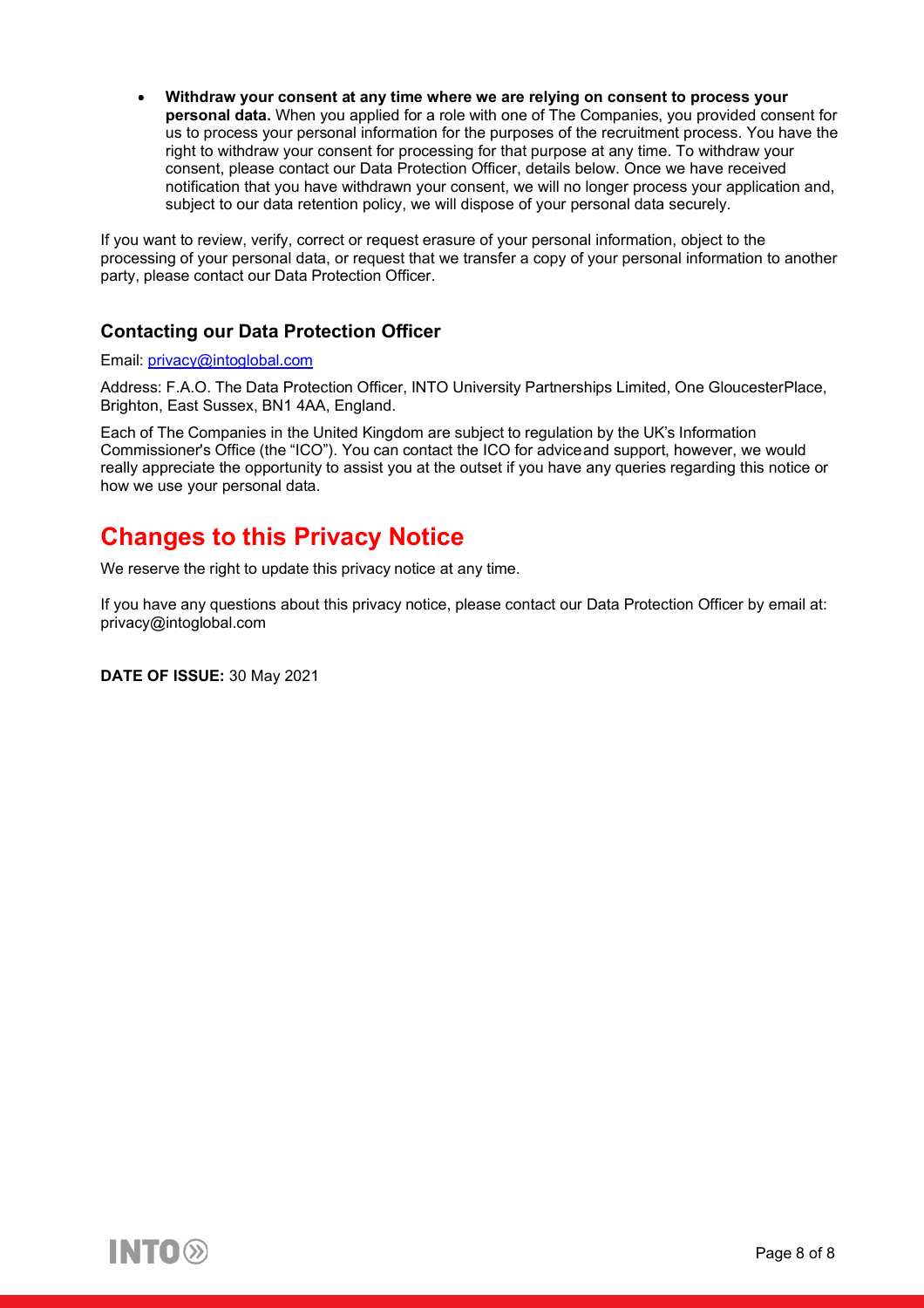- **Withdraw your consent at any time where we are relying on consent to process your personal data.** When you applied for a role with one of The Companies, you provided consent for us to process your personal information for the purposes of the recruitment process. You have the right to withdraw your consent for processing for that purpose at any time. To withdraw your consent, please contact our Data Protection Officer, details below. Once we have received notification that you have withdrawn your consent, we will no longer process your application and, subject to our data retention policy, we will dispose of your personal data securely.

If you want to review, verify, correct or request erasure of your personal information, object to the processing of your personal data, or request that we transfer a copy of your personal information to another party, please contact our Data Protection Officer.

### Contacting our Data Protection Officer

Email: privacy@intoglobal.com

Address: F.A.O. The Data Protection Officer, INTO University Partnerships Limited, One GloucesterPlace, Brighton, East Sussex, BN1 4AA, England.

Each of The Companies in the United Kingdom are subject to regulation by the UK's Information Commissioner's Office (the "ICO"). You can contact the ICO for adviceand support, however, we would really appreciate the opportunity to assist you at the outset if you have any queries regarding this notice or how we use your personal data.

## Changes to this Privacy Notice

We reserve the right to update this privacy notice at any time.

If you have any questions about this privacy notice, please contact our Data Protection Officer by email at: privacy@intoglobal.com

**DATE OF ISSUE:** 30 May 2021